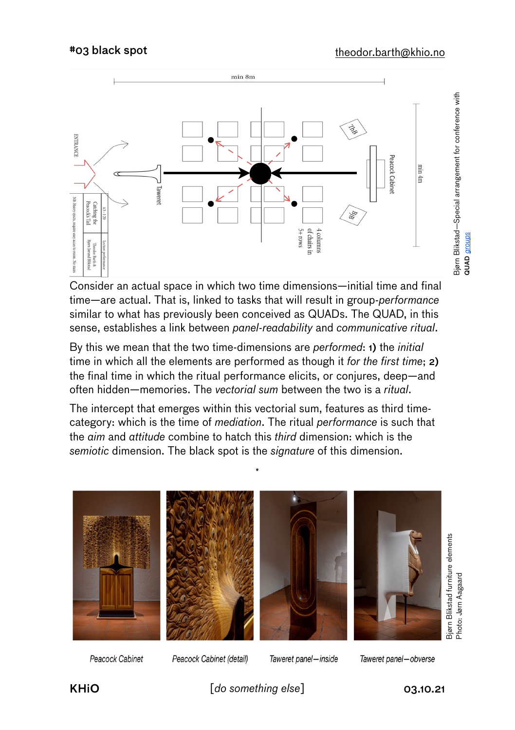# #03 black spot

theodor.barth@khio.no

Bjørn Blikstad—Special arrangement for conference with QUAD *groups*

Consider an actual space in which two time dimensions—initial time and final time—are actual. That is, linked to tasks that will result in group-*performance* similar to what has previously been conceived as QUADs. The QUAD, in this sense, establishes a link between *panel-readability* and *communicative ritual*.

By this we mean that the two time-dimensions are *performed*: **1)** the *initial* time in which all the elements are performed as though it *for the first time*; **2)** the final time in which the ritual performance elicits, or conjures, deep—and often hidden—memories. The *vectorial sum* between the two is a *ritual*.

The intercept that emerges within this vectorial sum, features as third time-category: which is the time of *mediation*. The ritual *performance* is such that the *aim* and *attitude* combine to hatch this *third* dimension: which is the *semiotic* dimension. The black spot is the *signature* of this dimension.

*

*Peacock Cabinet* — *Peacock Cabinet (detail)* — *Taweret panel—inside* — *Taweret panel—obverse*

Bjørn Blikstad furniture elements
Photo: Jørn Aagaard

KHiO — [*do something else*] — 03.10.21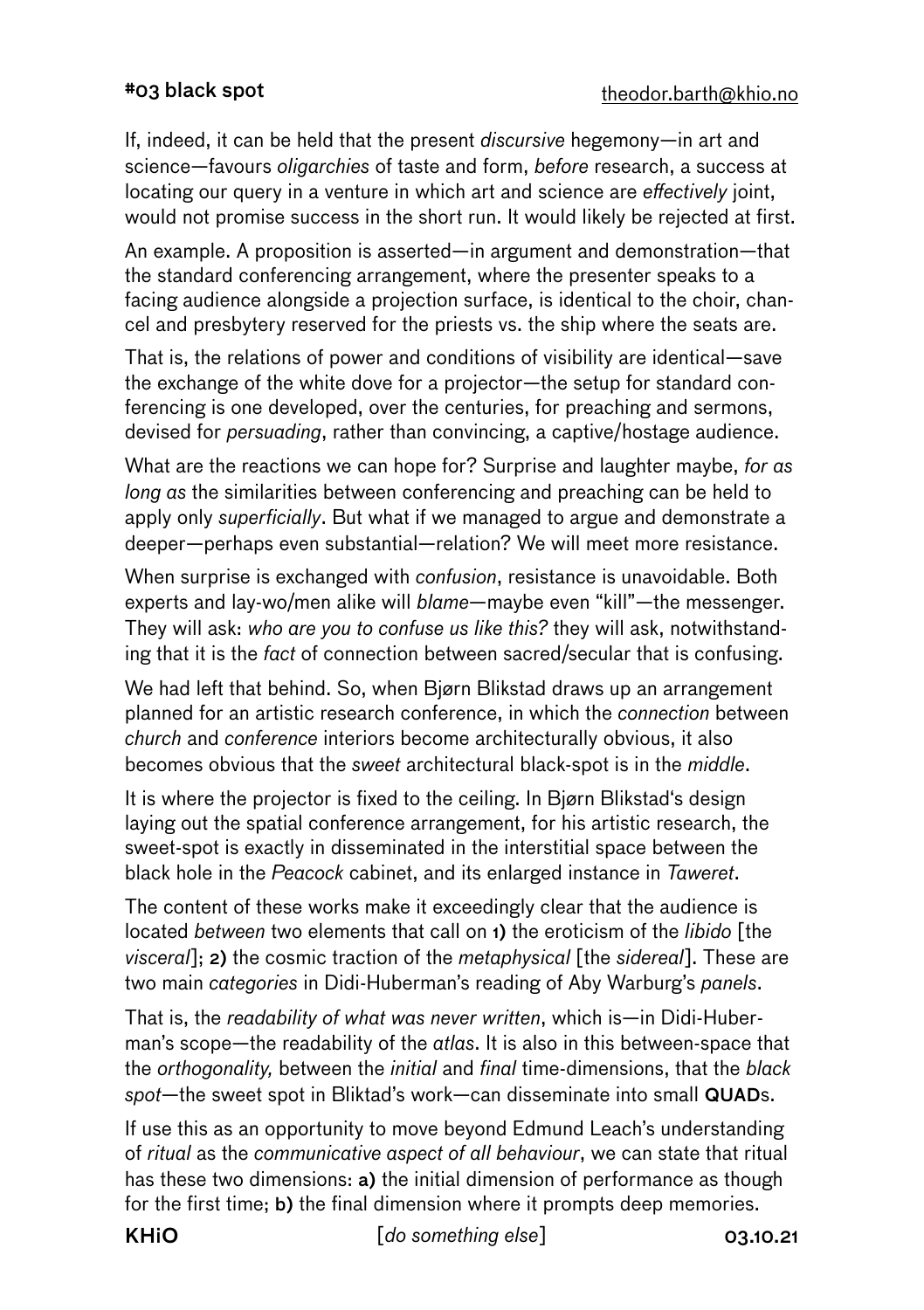#03 black spot

If, indeed, it can be held that the present *discursive* hegemony—in art and science—favours *oligarchies* of taste and form, *before* research, a success at locating our query in a venture in which art and science are *effectively* joint, would not promise success in the short run. It would likely be rejected at first.

An example. A proposition is asserted—in argument and demonstration—that the standard conferencing arrangement, where the presenter speaks to a facing audience alongside a projection surface, is identical to the choir, chancel and presbytery reserved for the priests vs. the ship where the seats are.

That is, the relations of power and conditions of visibility are identical—save the exchange of the white dove for a projector—the setup for standard conferencing is one developed, over the centuries, for preaching and sermons, devised for *persuading*, rather than convincing, a captive/hostage audience.

What are the reactions we can hope for? Surprise and laughter maybe, *for as long as* the similarities between conferencing and preaching can be held to apply only *superficially*. But what if we managed to argue and demonstrate a deeper—perhaps even substantial—relation? We will meet more resistance.

When surprise is exchanged with *confusion*, resistance is unavoidable. Both experts and lay-wo/men alike will *blame*—maybe even "kill"—the messenger. They will ask: *who are you to confuse us like this?* they will ask, notwithstanding that it is the *fact* of connection between sacred/secular that is confusing.

We had left that behind. So, when Bjørn Blikstad draws up an arrangement planned for an artistic research conference, in which the *connection* between *church* and *conference* interiors become architecturally obvious, it also becomes obvious that the *sweet* architectural black-spot is in the *middle*.

It is where the projector is fixed to the ceiling. In Bjørn Blikstad's design laying out the spatial conference arrangement, for his artistic research, the sweet-spot is exactly in disseminated in the interstitial space between the black hole in the *Peacock* cabinet, and its enlarged instance in *Taweret*.

The content of these works make it exceedingly clear that the audience is located *between* two elements that call on **1)** the eroticism of the *libido* [the *visceral*]; **2)** the cosmic traction of the *metaphysical* [the *sidereal*]. These are two main *categories* in Didi-Huberman's reading of Aby Warburg's *panels*.

That is, the *readability of what was never written*, which is—in Didi-Huberman's scope—the readability of the *atlas*. It is also in this between-space that the *orthogonality,* between the *initial* and *final* time-dimensions, that the *black spot*—the sweet spot in Bliktad's work—can disseminate into small **QUAD**s.

If use this as an opportunity to move beyond Edmund Leach's understanding of *ritual* as the *communicative aspect of all behaviour*, we can state that ritual has these two dimensions: **a)** the initial dimension of performance as though for the first time; **b)** the final dimension where it prompts deep memories.